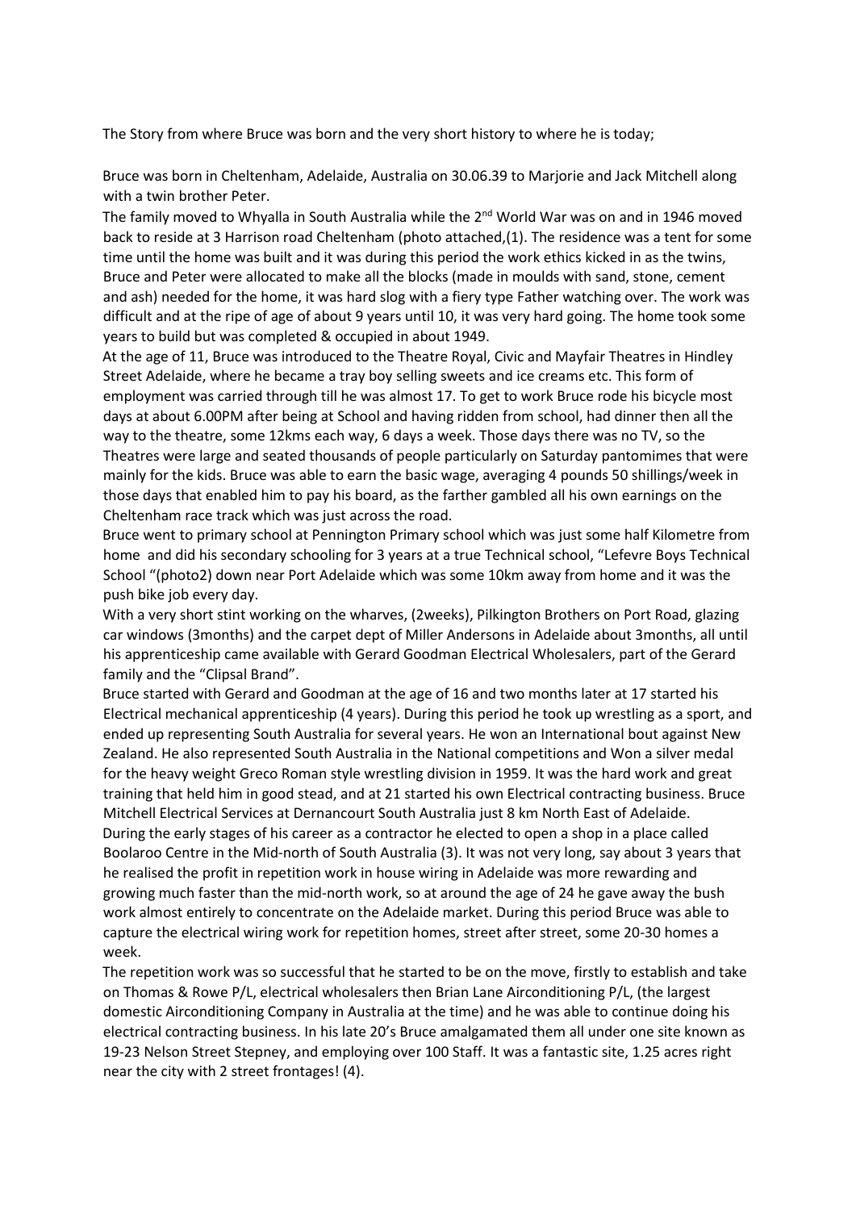The Story from where Bruce was born and the very short history to where he is today;

Bruce was born in Cheltenham, Adelaide, Australia on 30.06.39 to Marjorie and Jack Mitchell along with a twin brother Peter.

The family moved to Whyalla in South Australia while the 2nd World War was on and in 1946 moved back to reside at 3 Harrison road Cheltenham (photo attached,(1). The residence was a tent for some time until the home was built and it was during this period the work ethics kicked in as the twins, Bruce and Peter were allocated to make all the blocks (made in moulds with sand, stone, cement and ash) needed for the home, it was hard slog with a fiery type Father watching over. The work was difficult and at the ripe of age of about 9 years until 10, it was very hard going. The home took some years to build but was completed & occupied in about 1949.

At the age of 11, Bruce was introduced to the Theatre Royal, Civic and Mayfair Theatres in Hindley Street Adelaide, where he became a tray boy selling sweets and ice creams etc. This form of employment was carried through till he was almost 17. To get to work Bruce rode his bicycle most days at about 6.00PM after being at School and having ridden from school, had dinner then all the way to the theatre, some 12kms each way, 6 days a week. Those days there was no TV, so the Theatres were large and seated thousands of people particularly on Saturday pantomimes that were mainly for the kids. Bruce was able to earn the basic wage, averaging 4 pounds 50 shillings/week in those days that enabled him to pay his board, as the farther gambled all his own earnings on the Cheltenham race track which was just across the road.

Bruce went to primary school at Pennington Primary school which was just some half Kilometre from home and did his secondary schooling for 3 years at a true Technical school, "Lefevre Boys Technical School "(photo2) down near Port Adelaide which was some 10km away from home and it was the push bike job every day.

With a very short stint working on the wharves, (2weeks), Pilkington Brothers on Port Road, glazing car windows (3months) and the carpet dept of Miller Andersons in Adelaide about 3months, all until his apprenticeship came available with Gerard Goodman Electrical Wholesalers, part of the Gerard family and the "Clipsal Brand".

Bruce started with Gerard and Goodman at the age of 16 and two months later at 17 started his Electrical mechanical apprenticeship (4 years). During this period he took up wrestling as a sport, and ended up representing South Australia for several years. He won an International bout against New Zealand. He also represented South Australia in the National competitions and Won a silver medal for the heavy weight Greco Roman style wrestling division in 1959. It was the hard work and great training that held him in good stead, and at 21 started his own Electrical contracting business. Bruce Mitchell Electrical Services at Dernancourt South Australia just 8 km North East of Adelaide.

During the early stages of his career as a contractor he elected to open a shop in a place called Boolaroo Centre in the Mid-north of South Australia (3). It was not very long, say about 3 years that he realised the profit in repetition work in house wiring in Adelaide was more rewarding and growing much faster than the mid-north work, so at around the age of 24 he gave away the bush work almost entirely to concentrate on the Adelaide market. During this period Bruce was able to capture the electrical wiring work for repetition homes, street after street, some 20-30 homes a week.

The repetition work was so successful that he started to be on the move, firstly to establish and take on Thomas & Rowe P/L, electrical wholesalers then Brian Lane Airconditioning P/L, (the largest domestic Airconditioning Company in Australia at the time) and he was able to continue doing his electrical contracting business. In his late 20's Bruce amalgamated them all under one site known as 19-23 Nelson Street Stepney, and employing over 100 Staff. It was a fantastic site, 1.25 acres right near the city with 2 street frontages! (4).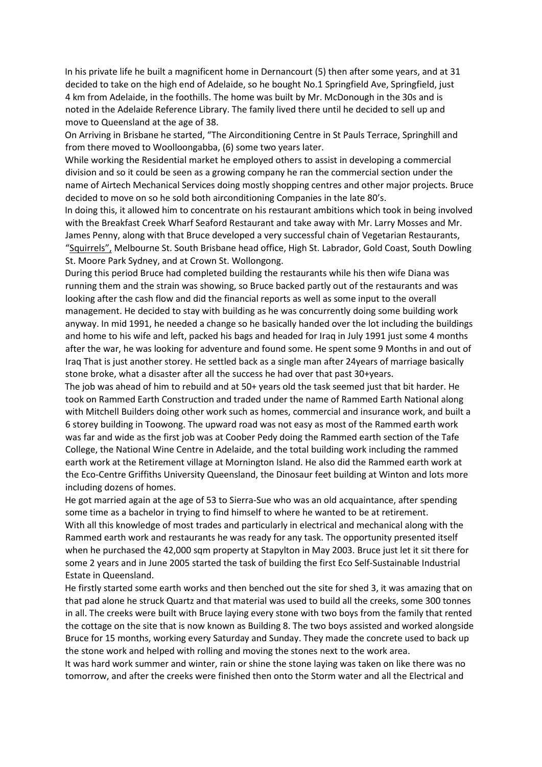In his private life he built a magnificent home in Dernancourt (5) then after some years, and at 31 decided to take on the high end of Adelaide, so he bought No.1 Springfield Ave, Springfield, just 4 km from Adelaide, in the foothills. The home was built by Mr. McDonough in the 30s and is noted in the Adelaide Reference Library. The family lived there until he decided to sell up and move to Queensland at the age of 38.

On Arriving in Brisbane he started, "The Airconditioning Centre in St Pauls Terrace, Springhill and from there moved to Woolloongabba, (6) some two years later.

While working the Residential market he employed others to assist in developing a commercial division and so it could be seen as a growing company he ran the commercial section under the name of Airtech Mechanical Services doing mostly shopping centres and other major projects. Bruce decided to move on so he sold both airconditioning Companies in the late 80's.

In doing this, it allowed him to concentrate on his restaurant ambitions which took in being involved with the Breakfast Creek Wharf Seaford Restaurant and take away with Mr. Larry Mosses and Mr. James Penny, along with that Bruce developed a very successful chain of Vegetarian Restaurants, "Squirrels", Melbourne St. South Brisbane head office, High St. Labrador, Gold Coast, South Dowling St. Moore Park Sydney, and at Crown St. Wollongong.

During this period Bruce had completed building the restaurants while his then wife Diana was running them and the strain was showing, so Bruce backed partly out of the restaurants and was looking after the cash flow and did the financial reports as well as some input to the overall management. He decided to stay with building as he was concurrently doing some building work anyway. In mid 1991, he needed a change so he basically handed over the lot including the buildings and home to his wife and left, packed his bags and headed for Iraq in July 1991 just some 4 months after the war, he was looking for adventure and found some. He spent some 9 Months in and out of Iraq That is just another storey. He settled back as a single man after 24years of marriage basically stone broke, what a disaster after all the success he had over that past 30+years.

The job was ahead of him to rebuild and at 50+ years old the task seemed just that bit harder. He took on Rammed Earth Construction and traded under the name of Rammed Earth National along with Mitchell Builders doing other work such as homes, commercial and insurance work, and built a 6 storey building in Toowong. The upward road was not easy as most of the Rammed earth work was far and wide as the first job was at Coober Pedy doing the Rammed earth section of the Tafe College, the National Wine Centre in Adelaide, and the total building work including the rammed earth work at the Retirement village at Mornington Island. He also did the Rammed earth work at the Eco-Centre Griffiths University Queensland, the Dinosaur feet building at Winton and lots more including dozens of homes.

He got married again at the age of 53 to Sierra-Sue who was an old acquaintance, after spending some time as a bachelor in trying to find himself to where he wanted to be at retirement.

With all this knowledge of most trades and particularly in electrical and mechanical along with the Rammed earth work and restaurants he was ready for any task. The opportunity presented itself when he purchased the 42,000 sqm property at Stapylton in May 2003. Bruce just let it sit there for some 2 years and in June 2005 started the task of building the first Eco Self-Sustainable Industrial Estate in Queensland.

He firstly started some earth works and then benched out the site for shed 3, it was amazing that on that pad alone he struck Quartz and that material was used to build all the creeks, some 300 tonnes in all. The creeks were built with Bruce laying every stone with two boys from the family that rented the cottage on the site that is now known as Building 8. The two boys assisted and worked alongside Bruce for 15 months, working every Saturday and Sunday. They made the concrete used to back up the stone work and helped with rolling and moving the stones next to the work area.

It was hard work summer and winter, rain or shine the stone laying was taken on like there was no tomorrow, and after the creeks were finished then onto the Storm water and all the Electrical and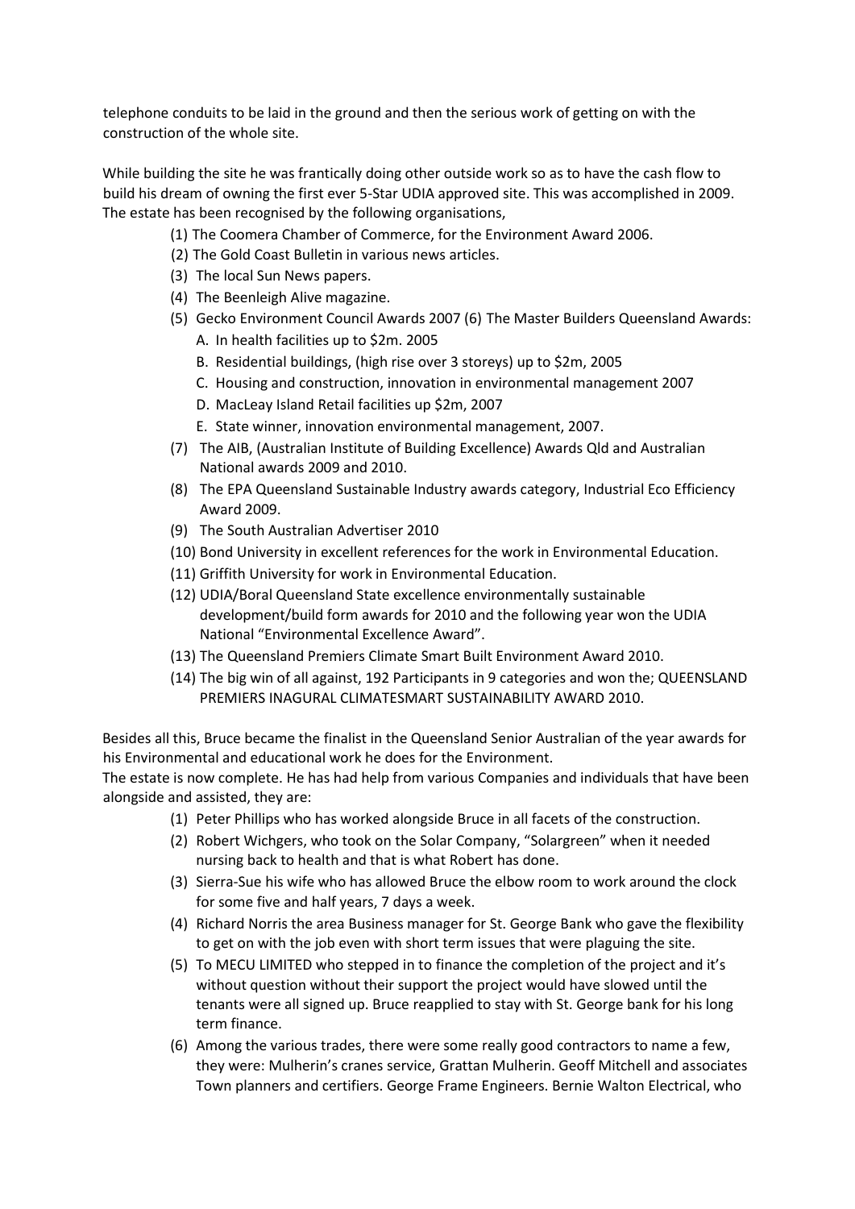telephone conduits to be laid in the ground and then the serious work of getting on with the construction of the whole site.

While building the site he was frantically doing other outside work so as to have the cash flow to build his dream of owning the first ever 5-Star UDIA approved site. This was accomplished in 2009. The estate has been recognised by the following organisations,

(1) The Coomera Chamber of Commerce, for the Environment Award 2006.
(2) The Gold Coast Bulletin in various news articles.
(3) The local Sun News papers.
(4) The Beenleigh Alive magazine.
(5) Gecko Environment Council Awards 2007 (6) The Master Builders Queensland Awards:
  A. In health facilities up to $2m. 2005
  B. Residential buildings, (high rise over 3 storeys) up to $2m, 2005
  C. Housing and construction, innovation in environmental management 2007
  D. MacLeay Island Retail facilities up $2m, 2007
  E. State winner, innovation environmental management, 2007.
(7) The AIB, (Australian Institute of Building Excellence) Awards Qld and Australian National awards 2009 and 2010.
(8) The EPA Queensland Sustainable Industry awards category, Industrial Eco Efficiency Award 2009.
(9) The South Australian Advertiser 2010
(10) Bond University in excellent references for the work in Environmental Education.
(11) Griffith University for work in Environmental Education.
(12) UDIA/Boral Queensland State excellence environmentally sustainable development/build form awards for 2010 and the following year won the UDIA National "Environmental Excellence Award".
(13) The Queensland Premiers Climate Smart Built Environment Award 2010.
(14) The big win of all against, 192 Participants in 9 categories and won the; QUEENSLAND PREMIERS INAGURAL CLIMATESMART SUSTAINABILITY AWARD 2010.

Besides all this, Bruce became the finalist in the Queensland Senior Australian of the year awards for his Environmental and educational work he does for the Environment.
The estate is now complete. He has had help from various Companies and individuals that have been alongside and assisted, they are:

(1) Peter Phillips who has worked alongside Bruce in all facets of the construction.
(2) Robert Wichgers, who took on the Solar Company, "Solargreen" when it needed nursing back to health and that is what Robert has done.
(3) Sierra-Sue his wife who has allowed Bruce the elbow room to work around the clock for some five and half years, 7 days a week.
(4) Richard Norris the area Business manager for St. George Bank who gave the flexibility to get on with the job even with short term issues that were plaguing the site.
(5) To MECU LIMITED who stepped in to finance the completion of the project and it's without question without their support the project would have slowed until the tenants were all signed up. Bruce reapplied to stay with St. George bank for his long term finance.
(6) Among the various trades, there were some really good contractors to name a few, they were: Mulherin's cranes service, Grattan Mulherin. Geoff Mitchell and associates Town planners and certifiers. George Frame Engineers. Bernie Walton Electrical, who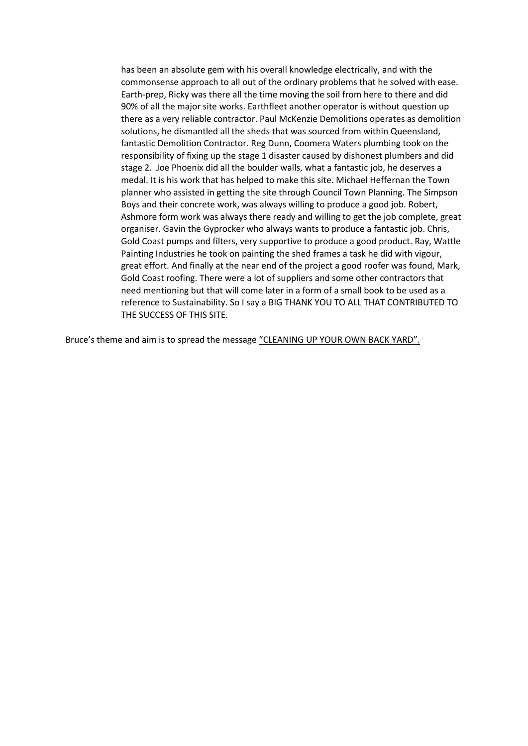has been an absolute gem with his overall knowledge electrically, and with the commonsense approach to all out of the ordinary problems that he solved with ease. Earth-prep, Ricky was there all the time moving the soil from here to there and did 90% of all the major site works. Earthfleet another operator is without question up there as a very reliable contractor. Paul McKenzie Demolitions operates as demolition solutions, he dismantled all the sheds that was sourced from within Queensland, fantastic Demolition Contractor. Reg Dunn, Coomera Waters plumbing took on the responsibility of fixing up the stage 1 disaster caused by dishonest plumbers and did stage 2. Joe Phoenix did all the boulder walls, what a fantastic job, he deserves a medal. It is his work that has helped to make this site. Michael Heffernan the Town planner who assisted in getting the site through Council Town Planning. The Simpson Boys and their concrete work, was always willing to produce a good job. Robert, Ashmore form work was always there ready and willing to get the job complete, great organiser. Gavin the Gyprocker who always wants to produce a fantastic job. Chris, Gold Coast pumps and filters, very supportive to produce a good product. Ray, Wattle Painting Industries he took on painting the shed frames a task he did with vigour, great effort. And finally at the near end of the project a good roofer was found, Mark, Gold Coast roofing. There were a lot of suppliers and some other contractors that need mentioning but that will come later in a form of a small book to be used as a reference to Sustainability. So I say a BIG THANK YOU TO ALL THAT CONTRIBUTED TO THE SUCCESS OF THIS SITE.

Bruce's theme and aim is to spread the message <u>"CLEANING UP YOUR OWN BACK YARD".</u>